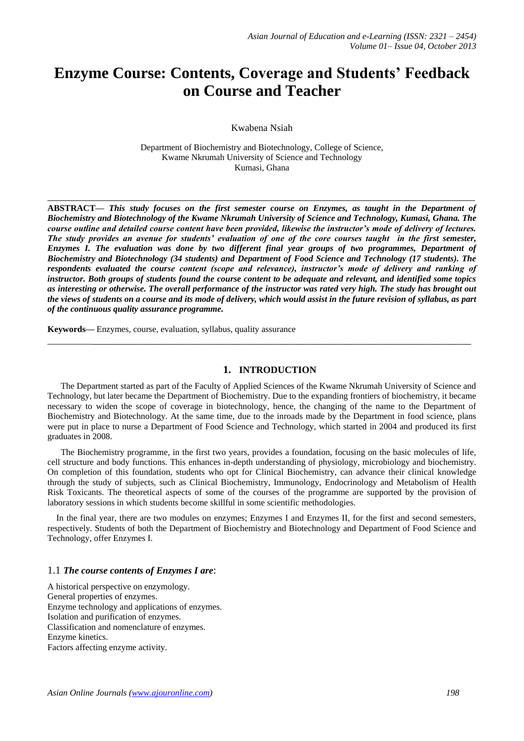# Enzyme Course: Contents, Coverage and Students' Feedback on Course and Teacher

Kwabena Nsiah

Department of Biochemistry and Biotechnology, College of Science,
Kwame Nkrumah University of Science and Technology
Kumasi, Ghana

---

**ABSTRACT—** ***This study focuses on the first semester course on Enzymes, as taught in the Department of Biochemistry and Biotechnology of the Kwame Nkrumah University of Science and Technology, Kumasi, Ghana. The course outline and detailed course content have been provided, likewise the instructor's mode of delivery of lectures. The study provides an avenue for students' evaluation of one of the core courses taught in the first semester, Enzymes I. The evaluation was done by two different final year groups of two programmes, Department of Biochemistry and Biotechnology (34 students) and Department of Food Science and Technology (17 students). The respondents evaluated the course content (scope and relevance), instructor's mode of delivery and ranking of instructor. Both groups of students found the course content to be adequate and relevant, and identified some topics as interesting or otherwise. The overall performance of the instructor was rated very high. The study has brought out the views of students on a course and its mode of delivery, which would assist in the future revision of syllabus, as part of the continuous quality assurance programme.***

**Keywords—** Enzymes, course, evaluation, syllabus, quality assurance

---

## 1. INTRODUCTION

The Department started as part of the Faculty of Applied Sciences of the Kwame Nkrumah University of Science and Technology, but later became the Department of Biochemistry. Due to the expanding frontiers of biochemistry, it became necessary to widen the scope of coverage in biotechnology, hence, the changing of the name to the Department of Biochemistry and Biotechnology. At the same time, due to the inroads made by the Department in food science, plans were put in place to nurse a Department of Food Science and Technology, which started in 2004 and produced its first graduates in 2008.

The Biochemistry programme, in the first two years, provides a foundation, focusing on the basic molecules of life, cell structure and body functions. This enhances in-depth understanding of physiology, microbiology and biochemistry. On completion of this foundation, students who opt for Clinical Biochemistry, can advance their clinical knowledge through the study of subjects, such as Clinical Biochemistry, Immunology, Endocrinology and Metabolism of Health Risk Toxicants. The theoretical aspects of some of the courses of the programme are supported by the provision of laboratory sessions in which students become skillful in some scientific methodologies.

In the final year, there are two modules on enzymes; Enzymes I and Enzymes II, for the first and second semesters, respectively. Students of both the Department of Biochemistry and Biotechnology and Department of Food Science and Technology, offer Enzymes I.

### 1.1 *The course contents of Enzymes I are*:

A historical perspective on enzymology.
General properties of enzymes.
Enzyme technology and applications of enzymes.
Isolation and purification of enzymes.
Classification and nomenclature of enzymes.
Enzyme kinetics.
Factors affecting enzyme activity.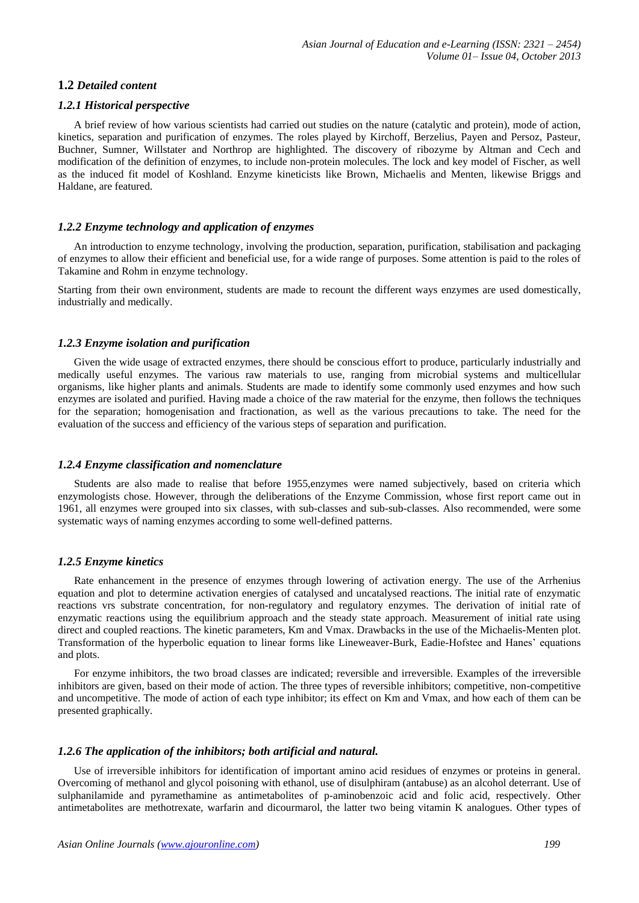## 1.2 *Detailed content*

### *1.2.1 Historical perspective*

A brief review of how various scientists had carried out studies on the nature (catalytic and protein), mode of action, kinetics, separation and purification of enzymes. The roles played by Kirchoff, Berzelius, Payen and Persoz, Pasteur, Buchner, Sumner, Willstater and Northrop are highlighted. The discovery of ribozyme by Altman and Cech and modification of the definition of enzymes, to include non-protein molecules. The lock and key model of Fischer, as well as the induced fit model of Koshland. Enzyme kineticists like Brown, Michaelis and Menten, likewise Briggs and Haldane, are featured.

### *1.2.2 Enzyme technology and application of enzymes*

An introduction to enzyme technology, involving the production, separation, purification, stabilisation and packaging of enzymes to allow their efficient and beneficial use, for a wide range of purposes. Some attention is paid to the roles of Takamine and Rohm in enzyme technology.

Starting from their own environment, students are made to recount the different ways enzymes are used domestically, industrially and medically.

### *1.2.3 Enzyme isolation and purification*

Given the wide usage of extracted enzymes, there should be conscious effort to produce, particularly industrially and medically useful enzymes. The various raw materials to use, ranging from microbial systems and multicellular organisms, like higher plants and animals. Students are made to identify some commonly used enzymes and how such enzymes are isolated and purified. Having made a choice of the raw material for the enzyme, then follows the techniques for the separation; homogenisation and fractionation, as well as the various precautions to take. The need for the evaluation of the success and efficiency of the various steps of separation and purification.

### *1.2.4 Enzyme classification and nomenclature*

Students are also made to realise that before 1955,enzymes were named subjectively, based on criteria which enzymologists chose. However, through the deliberations of the Enzyme Commission, whose first report came out in 1961, all enzymes were grouped into six classes, with sub-classes and sub-sub-classes. Also recommended, were some systematic ways of naming enzymes according to some well-defined patterns.

### *1.2.5 Enzyme kinetics*

Rate enhancement in the presence of enzymes through lowering of activation energy. The use of the Arrhenius equation and plot to determine activation energies of catalysed and uncatalysed reactions. The initial rate of enzymatic reactions vrs substrate concentration, for non-regulatory and regulatory enzymes. The derivation of initial rate of enzymatic reactions using the equilibrium approach and the steady state approach. Measurement of initial rate using direct and coupled reactions. The kinetic parameters, Km and Vmax. Drawbacks in the use of the Michaelis-Menten plot. Transformation of the hyperbolic equation to linear forms like Lineweaver-Burk, Eadie-Hofstee and Hanes' equations and plots.

For enzyme inhibitors, the two broad classes are indicated; reversible and irreversible. Examples of the irreversible inhibitors are given, based on their mode of action. The three types of reversible inhibitors; competitive, non-competitive and uncompetitive. The mode of action of each type inhibitor; its effect on Km and Vmax, and how each of them can be presented graphically.

### *1.2.6 The application of the inhibitors; both artificial and natural.*

Use of irreversible inhibitors for identification of important amino acid residues of enzymes or proteins in general. Overcoming of methanol and glycol poisoning with ethanol, use of disulphiram (antabuse) as an alcohol deterrant. Use of sulphanilamide and pyramethamine as antimetabolites of p-aminobenzoic acid and folic acid, respectively. Other antimetabolites are methotrexate, warfarin and dicourmarol, the latter two being vitamin K analogues. Other types of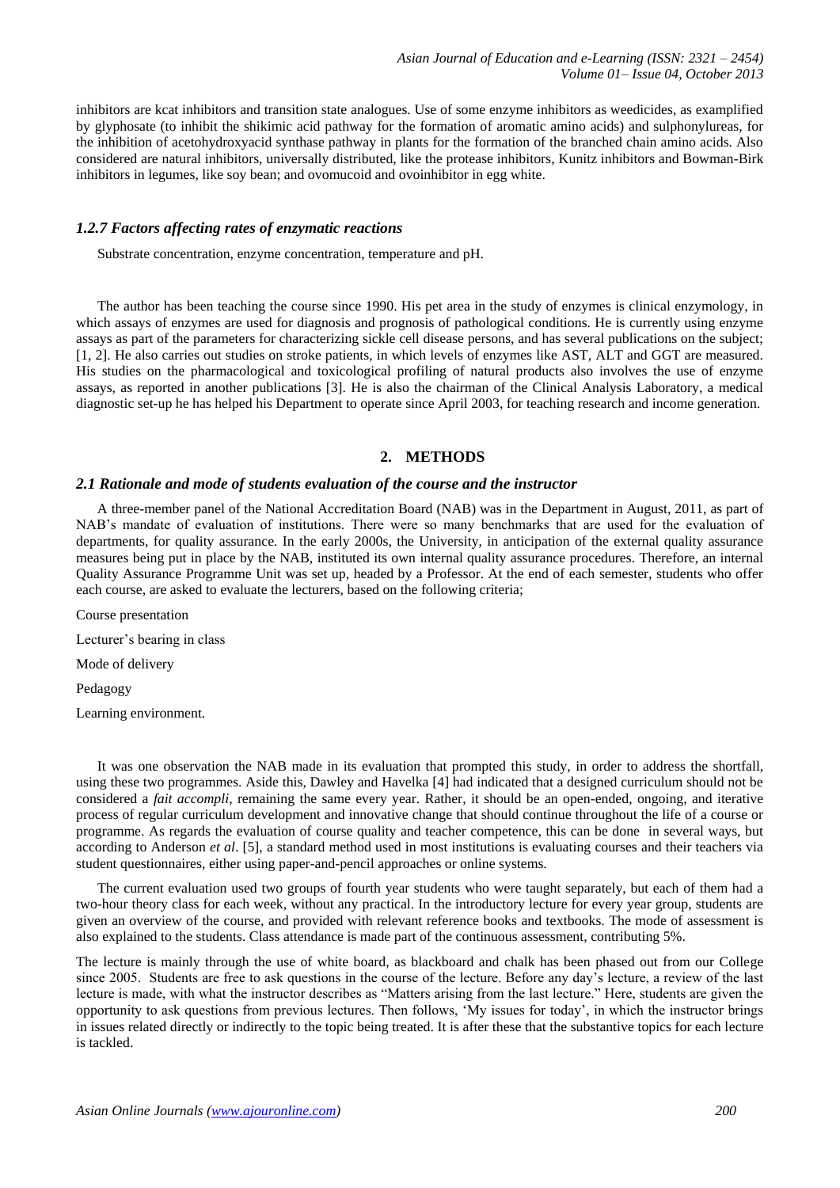inhibitors are kcat inhibitors and transition state analogues. Use of some enzyme inhibitors as weedicides, as examplified by glyphosate (to inhibit the shikimic acid pathway for the formation of aromatic amino acids) and sulphonylureas, for the inhibition of acetohydroxyacid synthase pathway in plants for the formation of the branched chain amino acids. Also considered are natural inhibitors, universally distributed, like the protease inhibitors, Kunitz inhibitors and Bowman-Birk inhibitors in legumes, like soy bean; and ovomucoid and ovoinhibitor in egg white.

### *1.2.7 Factors affecting rates of enzymatic reactions*

Substrate concentration, enzyme concentration, temperature and pH.

The author has been teaching the course since 1990. His pet area in the study of enzymes is clinical enzymology, in which assays of enzymes are used for diagnosis and prognosis of pathological conditions. He is currently using enzyme assays as part of the parameters for characterizing sickle cell disease persons, and has several publications on the subject; [1, 2]. He also carries out studies on stroke patients, in which levels of enzymes like AST, ALT and GGT are measured. His studies on the pharmacological and toxicological profiling of natural products also involves the use of enzyme assays, as reported in another publications [3]. He is also the chairman of the Clinical Analysis Laboratory, a medical diagnostic set-up he has helped his Department to operate since April 2003, for teaching research and income generation.

## 2. METHODS

### *2.1 Rationale and mode of students evaluation of the course and the instructor*

A three-member panel of the National Accreditation Board (NAB) was in the Department in August, 2011, as part of NAB's mandate of evaluation of institutions. There were so many benchmarks that are used for the evaluation of departments, for quality assurance. In the early 2000s, the University, in anticipation of the external quality assurance measures being put in place by the NAB, instituted its own internal quality assurance procedures. Therefore, an internal Quality Assurance Programme Unit was set up, headed by a Professor. At the end of each semester, students who offer each course, are asked to evaluate the lecturers, based on the following criteria;

Course presentation

Lecturer's bearing in class

Mode of delivery

Pedagogy

Learning environment.

It was one observation the NAB made in its evaluation that prompted this study, in order to address the shortfall, using these two programmes. Aside this, Dawley and Havelka [4] had indicated that a designed curriculum should not be considered a *fait accompli,* remaining the same every year. Rather, it should be an open-ended, ongoing, and iterative process of regular curriculum development and innovative change that should continue throughout the life of a course or programme. As regards the evaluation of course quality and teacher competence, this can be done in several ways, but according to Anderson *et al*. [5], a standard method used in most institutions is evaluating courses and their teachers via student questionnaires, either using paper-and-pencil approaches or online systems.

The current evaluation used two groups of fourth year students who were taught separately, but each of them had a two-hour theory class for each week, without any practical. In the introductory lecture for every year group, students are given an overview of the course, and provided with relevant reference books and textbooks. The mode of assessment is also explained to the students. Class attendance is made part of the continuous assessment, contributing 5%.

The lecture is mainly through the use of white board, as blackboard and chalk has been phased out from our College since 2005. Students are free to ask questions in the course of the lecture. Before any day's lecture, a review of the last lecture is made, with what the instructor describes as "Matters arising from the last lecture." Here, students are given the opportunity to ask questions from previous lectures. Then follows, 'My issues for today', in which the instructor brings in issues related directly or indirectly to the topic being treated. It is after these that the substantive topics for each lecture is tackled.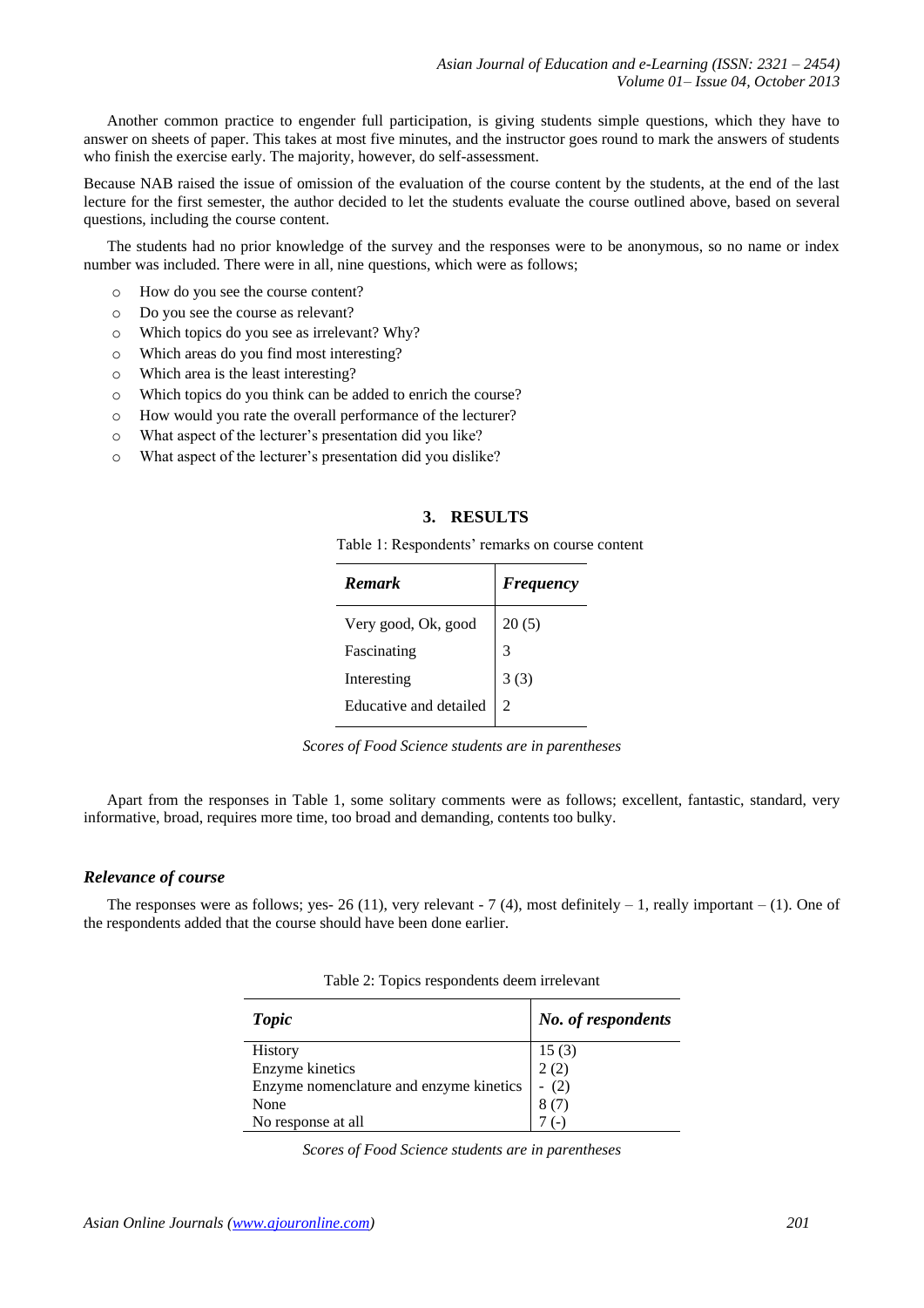Another common practice to engender full participation, is giving students simple questions, which they have to answer on sheets of paper. This takes at most five minutes, and the instructor goes round to mark the answers of students who finish the exercise early. The majority, however, do self-assessment.

Because NAB raised the issue of omission of the evaluation of the course content by the students, at the end of the last lecture for the first semester, the author decided to let the students evaluate the course outlined above, based on several questions, including the course content.

The students had no prior knowledge of the survey and the responses were to be anonymous, so no name or index number was included. There were in all, nine questions, which were as follows;

- How do you see the course content?
- Do you see the course as relevant?
- Which topics do you see as irrelevant? Why?
- Which areas do you find most interesting?
- Which area is the least interesting?
- Which topics do you think can be added to enrich the course?
- How would you rate the overall performance of the lecturer?
- What aspect of the lecturer's presentation did you like?
- What aspect of the lecturer's presentation did you dislike?

## 3. RESULTS

Table 1: Respondents' remarks on course content

| *Remark* | *Frequency* |
|---|---|
| Very good, Ok, good | 20 (5) |
| Fascinating | 3 |
| Interesting | 3 (3) |
| Educative and detailed | 2 |

*Scores of Food Science students are in parentheses*

Apart from the responses in Table 1, some solitary comments were as follows; excellent, fantastic, standard, very informative, broad, requires more time, too broad and demanding, contents too bulky.

### *Relevance of course*

The responses were as follows; yes- 26 (11), very relevant - 7 (4), most definitely – 1, really important – (1). One of the respondents added that the course should have been done earlier.

Table 2: Topics respondents deem irrelevant

| *Topic* | *No. of respondents* |
|---|---|
| History | 15 (3) |
| Enzyme kinetics | 2 (2) |
| Enzyme nomenclature and enzyme kinetics | - (2) |
| None | 8 (7) |
| No response at all | 7 (-) |

*Scores of Food Science students are in parentheses*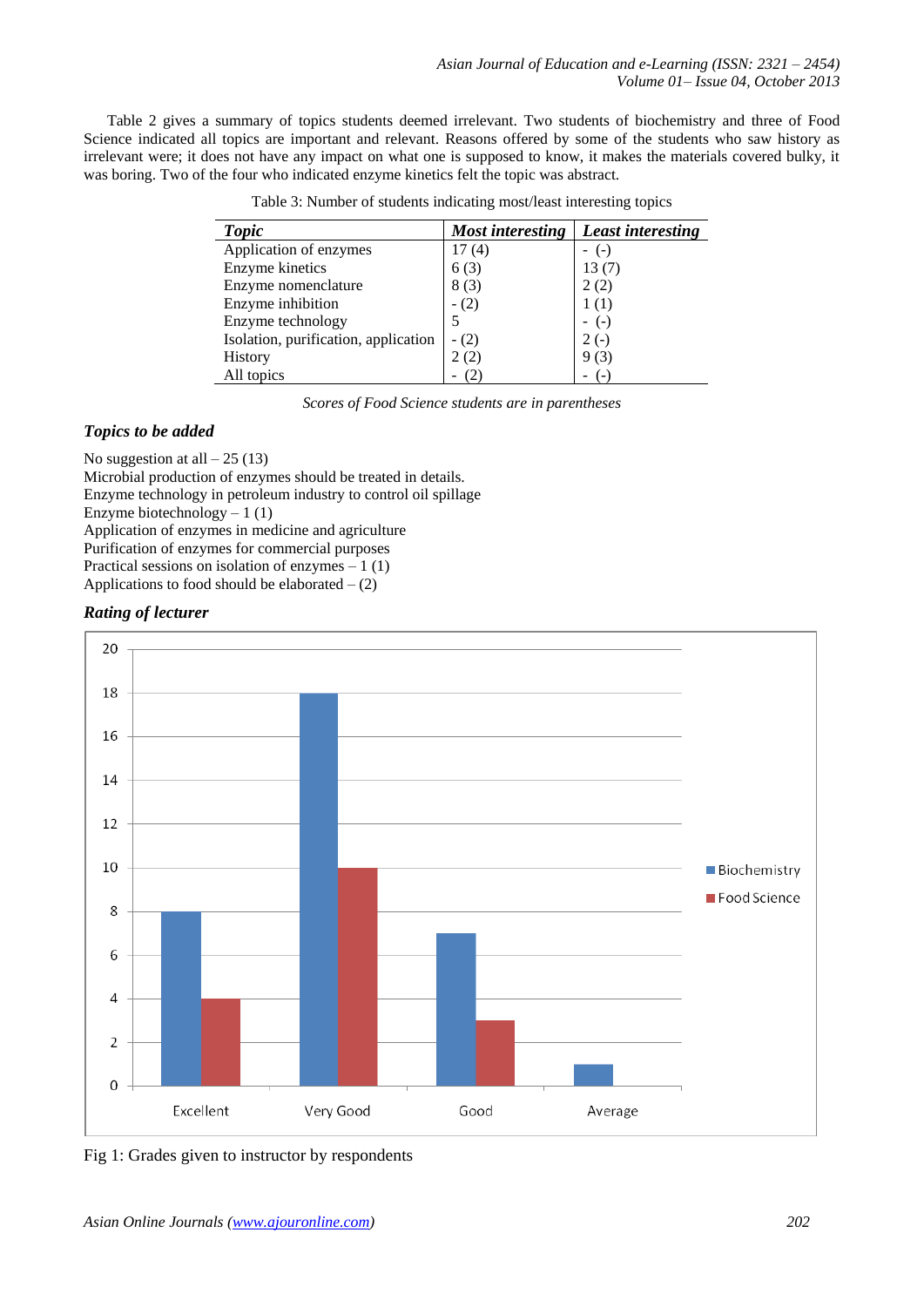Table 2 gives a summary of topics students deemed irrelevant. Two students of biochemistry and three of Food Science indicated all topics are important and relevant. Reasons offered by some of the students who saw history as irrelevant were; it does not have any impact on what one is supposed to know, it makes the materials covered bulky, it was boring. Two of the four who indicated enzyme kinetics felt the topic was abstract.

Table 3: Number of students indicating most/least interesting topics

| *Topic* | *Most interesting* | *Least interesting* |
|---|---|---|
| Application of enzymes | 17 (4) | - (-) |
| Enzyme kinetics | 6 (3) | 13 (7) |
| Enzyme nomenclature | 8 (3) | 2 (2) |
| Enzyme inhibition | - (2) | 1 (1) |
| Enzyme technology | 5 | - (-) |
| Isolation, purification, application | - (2) | 2 (-) |
| History | 2 (2) | 9 (3) |
| All topics | - (2) | - (-) |

*Scores of Food Science students are in parentheses*

### *Topics to be added*

No suggestion at all – 25 (13)
Microbial production of enzymes should be treated in details.
Enzyme technology in petroleum industry to control oil spillage
Enzyme biotechnology – 1 (1)
Application of enzymes in medicine and agriculture
Purification of enzymes for commercial purposes
Practical sessions on isolation of enzymes – 1 (1)
Applications to food should be elaborated – (2)

### *Rating of lecturer*

| | Excellent | Very Good | Good | Average |
|---|---|---|---|---|
| Biochemistry | 8 | 18 | 7 | 1 |
| Food Science | 4 | 10 | 3 | 0 |

Fig 1: Grades given to instructor by respondents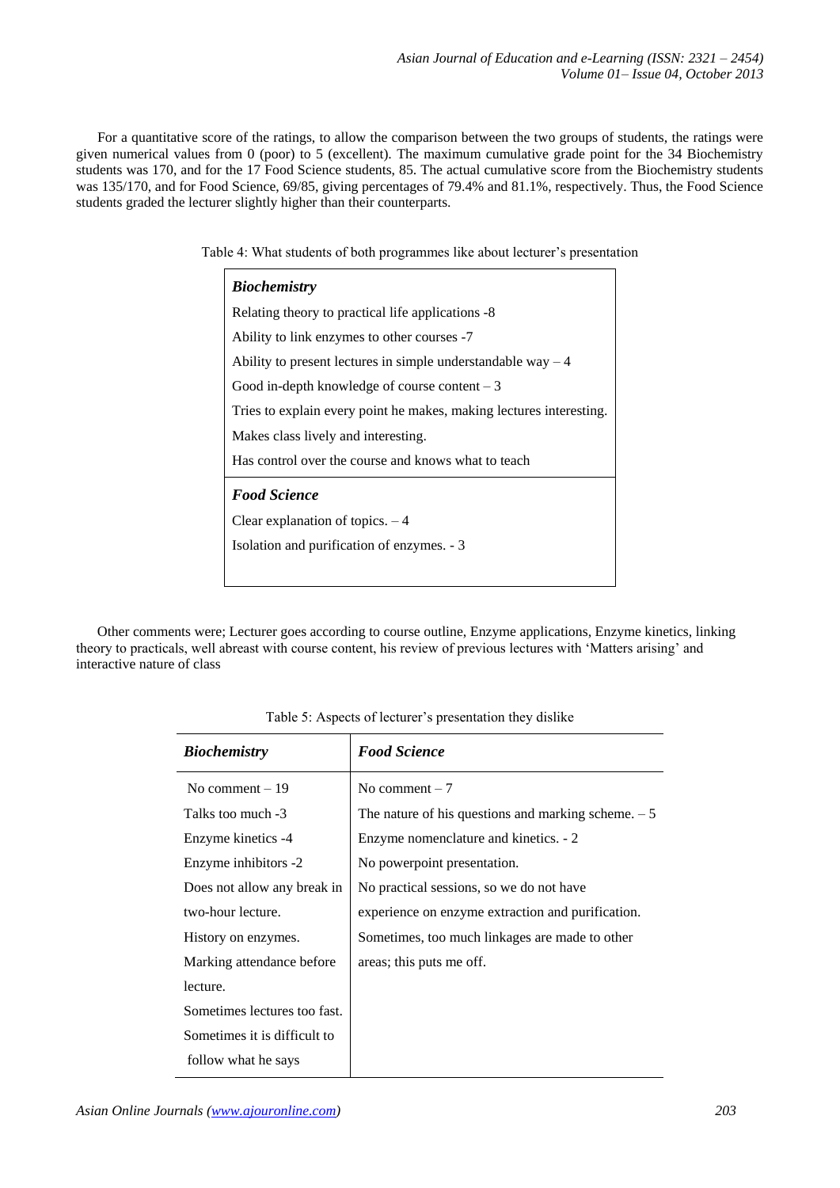For a quantitative score of the ratings, to allow the comparison between the two groups of students, the ratings were given numerical values from 0 (poor) to 5 (excellent). The maximum cumulative grade point for the 34 Biochemistry students was 170, and for the 17 Food Science students, 85. The actual cumulative score from the Biochemistry students was 135/170, and for Food Science, 69/85, giving percentages of 79.4% and 81.1%, respectively. Thus, the Food Science students graded the lecturer slightly higher than their counterparts.

Table 4: What students of both programmes like about lecturer's presentation

| ***Biochemistry*** |
|---|
| Relating theory to practical life applications -8 |
| Ability to link enzymes to other courses -7 |
| Ability to present lectures in simple understandable way – 4 |
| Good in-depth knowledge of course content – 3 |
| Tries to explain every point he makes, making lectures interesting. |
| Makes class lively and interesting. |
| Has control over the course and knows what to teach |
| ***Food Science*** |
| Clear explanation of topics. – 4 |
| Isolation and purification of enzymes. - 3 |

Other comments were; Lecturer goes according to course outline, Enzyme applications, Enzyme kinetics, linking theory to practicals, well abreast with course content, his review of previous lectures with 'Matters arising' and interactive nature of class

Table 5: Aspects of lecturer's presentation they dislike

| ***Biochemistry*** | ***Food Science*** |
|---|---|
| No comment – 19 | No comment – 7 |
| Talks too much -3 | The nature of his questions and marking scheme. – 5 |
| Enzyme kinetics -4 | Enzyme nomenclature and kinetics. - 2 |
| Enzyme inhibitors -2 | No powerpoint presentation. |
| Does not allow any break in two-hour lecture. | No practical sessions, so we do not have experience on enzyme extraction and purification. |
| History on enzymes. | Sometimes, too much linkages are made to other areas; this puts me off. |
| Marking attendance before lecture. | |
| Sometimes lectures too fast. | |
| Sometimes it is difficult to follow what he says | |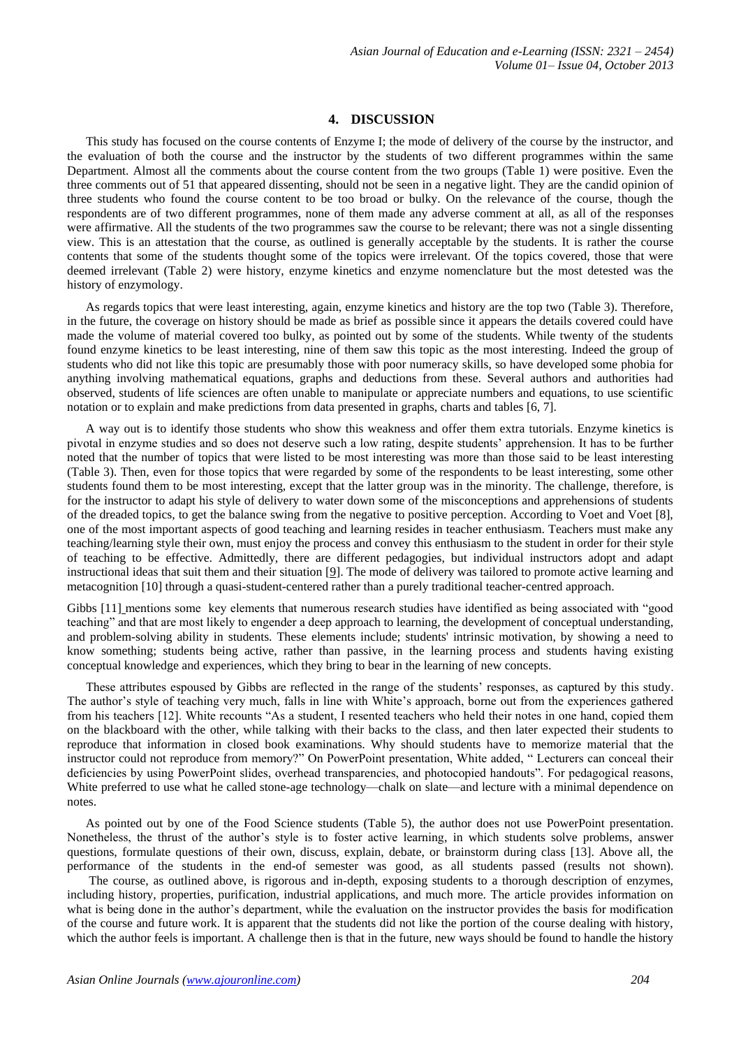## 4. DISCUSSION

This study has focused on the course contents of Enzyme I; the mode of delivery of the course by the instructor, and the evaluation of both the course and the instructor by the students of two different programmes within the same Department. Almost all the comments about the course content from the two groups (Table 1) were positive. Even the three comments out of 51 that appeared dissenting, should not be seen in a negative light. They are the candid opinion of three students who found the course content to be too broad or bulky. On the relevance of the course, though the respondents are of two different programmes, none of them made any adverse comment at all, as all of the responses were affirmative. All the students of the two programmes saw the course to be relevant; there was not a single dissenting view. This is an attestation that the course, as outlined is generally acceptable by the students. It is rather the course contents that some of the students thought some of the topics were irrelevant. Of the topics covered, those that were deemed irrelevant (Table 2) were history, enzyme kinetics and enzyme nomenclature but the most detested was the history of enzymology.

As regards topics that were least interesting, again, enzyme kinetics and history are the top two (Table 3). Therefore, in the future, the coverage on history should be made as brief as possible since it appears the details covered could have made the volume of material covered too bulky, as pointed out by some of the students. While twenty of the students found enzyme kinetics to be least interesting, nine of them saw this topic as the most interesting. Indeed the group of students who did not like this topic are presumably those with poor numeracy skills, so have developed some phobia for anything involving mathematical equations, graphs and deductions from these. Several authors and authorities had observed, students of life sciences are often unable to manipulate or appreciate numbers and equations, to use scientific notation or to explain and make predictions from data presented in graphs, charts and tables [6, 7].

A way out is to identify those students who show this weakness and offer them extra tutorials. Enzyme kinetics is pivotal in enzyme studies and so does not deserve such a low rating, despite students' apprehension. It has to be further noted that the number of topics that were listed to be most interesting was more than those said to be least interesting (Table 3). Then, even for those topics that were regarded by some of the respondents to be least interesting, some other students found them to be most interesting, except that the latter group was in the minority. The challenge, therefore, is for the instructor to adapt his style of delivery to water down some of the misconceptions and apprehensions of students of the dreaded topics, to get the balance swing from the negative to positive perception. According to Voet and Voet [8], one of the most important aspects of good teaching and learning resides in teacher enthusiasm. Teachers must make any teaching/learning style their own, must enjoy the process and convey this enthusiasm to the student in order for their style of teaching to be effective. Admittedly, there are different pedagogies, but individual instructors adopt and adapt instructional ideas that suit them and their situation [9]. The mode of delivery was tailored to promote active learning and metacognition [10] through a quasi-student-centered rather than a purely traditional teacher-centred approach.

Gibbs [11] mentions some key elements that numerous research studies have identified as being associated with "good teaching" and that are most likely to engender a deep approach to learning, the development of conceptual understanding, and problem-solving ability in students. These elements include; students' intrinsic motivation, by showing a need to know something; students being active, rather than passive, in the learning process and students having existing conceptual knowledge and experiences, which they bring to bear in the learning of new concepts.

These attributes espoused by Gibbs are reflected in the range of the students' responses, as captured by this study. The author's style of teaching very much, falls in line with White's approach, borne out from the experiences gathered from his teachers [12]. White recounts "As a student, I resented teachers who held their notes in one hand, copied them on the blackboard with the other, while talking with their backs to the class, and then later expected their students to reproduce that information in closed book examinations. Why should students have to memorize material that the instructor could not reproduce from memory?" On PowerPoint presentation, White added, " Lecturers can conceal their deficiencies by using PowerPoint slides, overhead transparencies, and photocopied handouts". For pedagogical reasons, White preferred to use what he called stone-age technology—chalk on slate—and lecture with a minimal dependence on notes.

As pointed out by one of the Food Science students (Table 5), the author does not use PowerPoint presentation. Nonetheless, the thrust of the author's style is to foster active learning, in which students solve problems, answer questions, formulate questions of their own, discuss, explain, debate, or brainstorm during class [13]. Above all, the performance of the students in the end-of semester was good, as all students passed (results not shown). The course, as outlined above, is rigorous and in-depth, exposing students to a thorough description of enzymes, including history, properties, purification, industrial applications, and much more. The article provides information on what is being done in the author's department, while the evaluation on the instructor provides the basis for modification of the course and future work. It is apparent that the students did not like the portion of the course dealing with history, which the author feels is important. A challenge then is that in the future, new ways should be found to handle the history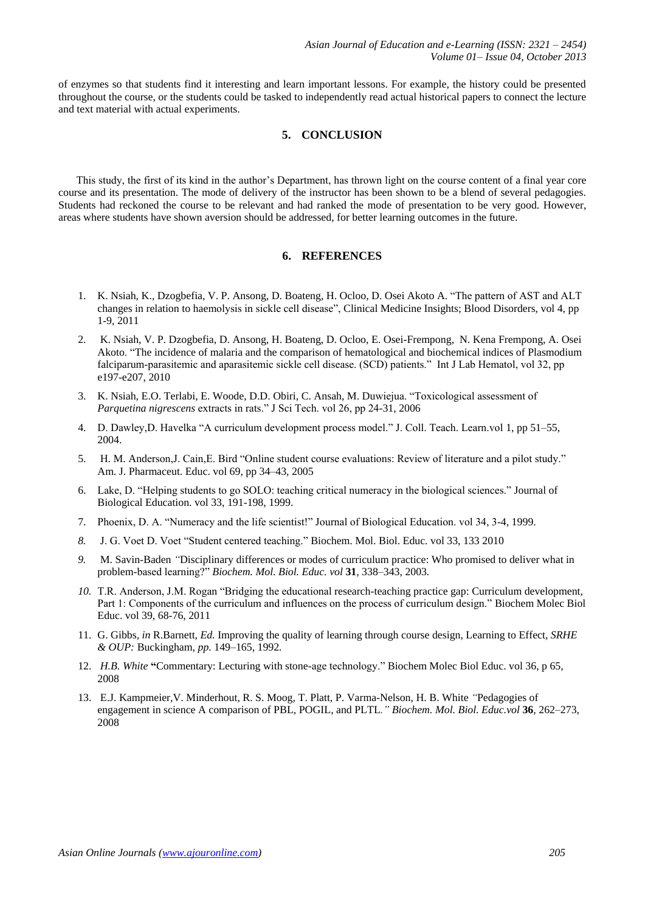of enzymes so that students find it interesting and learn important lessons. For example, the history could be presented throughout the course, or the students could be tasked to independently read actual historical papers to connect the lecture and text material with actual experiments.

## 5. CONCLUSION

This study, the first of its kind in the author's Department, has thrown light on the course content of a final year core course and its presentation. The mode of delivery of the instructor has been shown to be a blend of several pedagogies. Students had reckoned the course to be relevant and had ranked the mode of presentation to be very good. However, areas where students have shown aversion should be addressed, for better learning outcomes in the future.

## 6. REFERENCES

1. K. Nsiah, K., Dzogbefia, V. P. Ansong, D. Boateng, H. Ocloo, D. Osei Akoto A. "The pattern of AST and ALT changes in relation to haemolysis in sickle cell disease", Clinical Medicine Insights; Blood Disorders, vol 4, pp 1-9, 2011
2. K. Nsiah, V. P. Dzogbefia, D. Ansong, H. Boateng, D. Ocloo, E. Osei-Frempong, N. Kena Frempong, A. Osei Akoto. "The incidence of malaria and the comparison of hematological and biochemical indices of Plasmodium falciparum-parasitemic and aparasitemic sickle cell disease. (SCD) patients." Int J Lab Hematol, vol 32, pp e197-e207, 2010
3. K. Nsiah, E.O. Terlabi, E. Woode, D.D. Obiri, C. Ansah, M. Duwiejua. "Toxicological assessment of *Parquetina nigrescens* extracts in rats." J Sci Tech. vol 26, pp 24-31, 2006
4. D. Dawley,D. Havelka "A curriculum development process model." J. Coll. Teach. Learn.vol 1, pp 51–55, 2004.
5. H. M. Anderson,J. Cain,E. Bird "Online student course evaluations: Review of literature and a pilot study." Am. J. Pharmaceut. Educ. vol 69, pp 34–43, 2005
6. Lake, D. "Helping students to go SOLO: teaching critical numeracy in the biological sciences." Journal of Biological Education. vol 33, 191-198, 1999.
7. Phoenix, D. A. "Numeracy and the life scientist!" Journal of Biological Education. vol 34, 3-4, 1999.
8. J. G. Voet D. Voet "Student centered teaching." Biochem. Mol. Biol. Educ. vol 33, 133 2010
9. M. Savin-Baden *"*Disciplinary differences or modes of curriculum practice: Who promised to deliver what in problem-based learning?" *Biochem. Mol. Biol. Educ. vol* **31***,* 338–343, 2003*.*
10. T.R. Anderson, J.M. Rogan "Bridging the educational research-teaching practice gap: Curriculum development, Part 1: Components of the curriculum and influences on the process of curriculum design." Biochem Molec Biol Educ. vol 39, 68-76, 2011
11. G. Gibbs, *in* R.Barnett, *Ed.* Improving the quality of learning through course design, Learning to Effect, *SRHE & OUP:* Buckingham, *pp.* 149–165, 1992*.*
12. *H.B. White* **"**Commentary: Lecturing with stone-age technology." Biochem Molec Biol Educ. vol 36, p 65, 2008
13. E.J. Kampmeier,V. Minderhout, R. S. Moog, T. Platt, P. Varma-Nelson, H. B. White *"*Pedagogies of engagement in science A comparison of PBL, POGIL, and PLTL*." Biochem. Mol. Biol. Educ.vol* **36**, 262–273, 2008